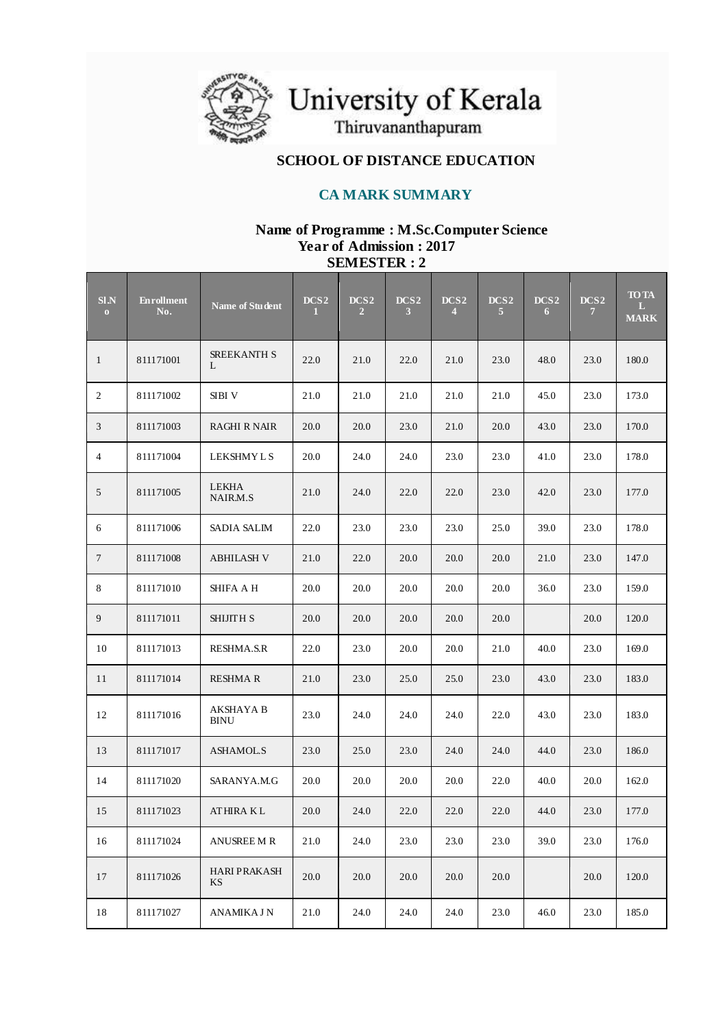# University of Kerala

Thiruvananthapuram

## SCHOOL OF DISTANCE EDUCATION

## CA MARK SUMMARY

### Name of Programme : M.Sc.Computer Science
### Year of Admission : 2017
### SEMESTER : 2

| Sl.No | Enrollment No. | Name of Student | DCS21 | DCS22 | DCS23 | DCS24 | DCS25 | DCS26 | DCS27 | TOTAL MARK |
|---|---|---|---|---|---|---|---|---|---|---|
| 1 | 811171001 | SREEKANTH S L | 22.0 | 21.0 | 22.0 | 21.0 | 23.0 | 48.0 | 23.0 | 180.0 |
| 2 | 811171002 | SIBI V | 21.0 | 21.0 | 21.0 | 21.0 | 21.0 | 45.0 | 23.0 | 173.0 |
| 3 | 811171003 | RAGHI R NAIR | 20.0 | 20.0 | 23.0 | 21.0 | 20.0 | 43.0 | 23.0 | 170.0 |
| 4 | 811171004 | LEKSHMY L S | 20.0 | 24.0 | 24.0 | 23.0 | 23.0 | 41.0 | 23.0 | 178.0 |
| 5 | 811171005 | LEKHA NAIR.M.S | 21.0 | 24.0 | 22.0 | 22.0 | 23.0 | 42.0 | 23.0 | 177.0 |
| 6 | 811171006 | SADIA SALIM | 22.0 | 23.0 | 23.0 | 23.0 | 25.0 | 39.0 | 23.0 | 178.0 |
| 7 | 811171008 | ABHILASH V | 21.0 | 22.0 | 20.0 | 20.0 | 20.0 | 21.0 | 23.0 | 147.0 |
| 8 | 811171010 | SHIFA A H | 20.0 | 20.0 | 20.0 | 20.0 | 20.0 | 36.0 | 23.0 | 159.0 |
| 9 | 811171011 | SHIJITH S | 20.0 | 20.0 | 20.0 | 20.0 | 20.0 | | 20.0 | 120.0 |
| 10 | 811171013 | RESHMA.S.R | 22.0 | 23.0 | 20.0 | 20.0 | 21.0 | 40.0 | 23.0 | 169.0 |
| 11 | 811171014 | RESHMA R | 21.0 | 23.0 | 25.0 | 25.0 | 23.0 | 43.0 | 23.0 | 183.0 |
| 12 | 811171016 | AKSHAYA B BINU | 23.0 | 24.0 | 24.0 | 24.0 | 22.0 | 43.0 | 23.0 | 183.0 |
| 13 | 811171017 | ASHAMOL.S | 23.0 | 25.0 | 23.0 | 24.0 | 24.0 | 44.0 | 23.0 | 186.0 |
| 14 | 811171020 | SARANYA.M.G | 20.0 | 20.0 | 20.0 | 20.0 | 22.0 | 40.0 | 20.0 | 162.0 |
| 15 | 811171023 | ATHIRA K L | 20.0 | 24.0 | 22.0 | 22.0 | 22.0 | 44.0 | 23.0 | 177.0 |
| 16 | 811171024 | ANUSREE M R | 21.0 | 24.0 | 23.0 | 23.0 | 23.0 | 39.0 | 23.0 | 176.0 |
| 17 | 811171026 | HARI PRAKASH KS | 20.0 | 20.0 | 20.0 | 20.0 | 20.0 | | 20.0 | 120.0 |
| 18 | 811171027 | ANAMIKA J N | 21.0 | 24.0 | 24.0 | 24.0 | 23.0 | 46.0 | 23.0 | 185.0 |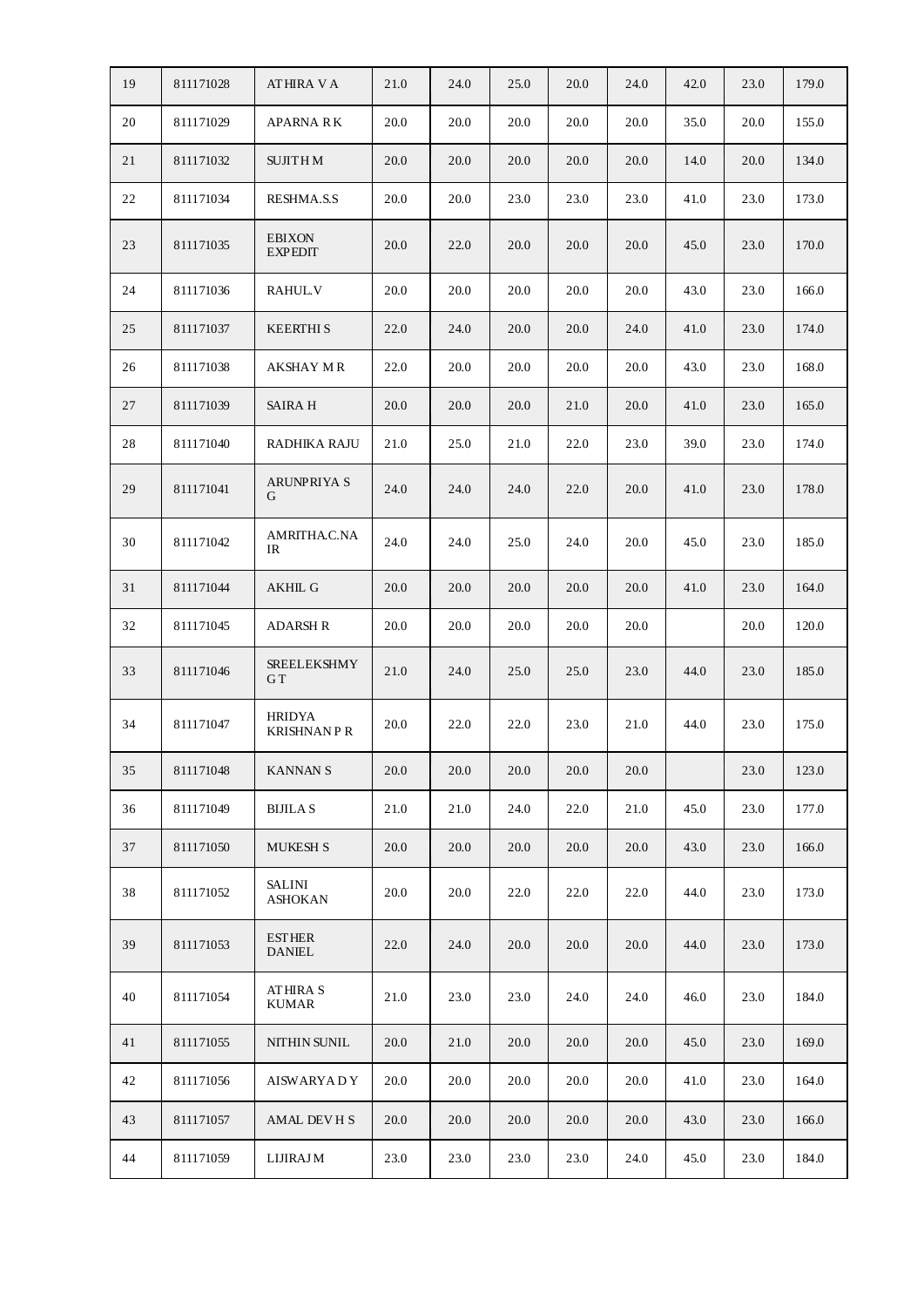| | | | | | | | | | | |
|---|---|---|---|---|---|---|---|---|---|---|
| 19 | 811171028 | ATHIRA V A | 21.0 | 24.0 | 25.0 | 20.0 | 24.0 | 42.0 | 23.0 | 179.0 |
| 20 | 811171029 | APARNA R K | 20.0 | 20.0 | 20.0 | 20.0 | 20.0 | 35.0 | 20.0 | 155.0 |
| 21 | 811171032 | SUJITH M | 20.0 | 20.0 | 20.0 | 20.0 | 20.0 | 14.0 | 20.0 | 134.0 |
| 22 | 811171034 | RESHMA.S.S | 20.0 | 20.0 | 23.0 | 23.0 | 23.0 | 41.0 | 23.0 | 173.0 |
| 23 | 811171035 | EBIXON EXPEDIT | 20.0 | 22.0 | 20.0 | 20.0 | 20.0 | 45.0 | 23.0 | 170.0 |
| 24 | 811171036 | RAHUL.V | 20.0 | 20.0 | 20.0 | 20.0 | 20.0 | 43.0 | 23.0 | 166.0 |
| 25 | 811171037 | KEERTHI S | 22.0 | 24.0 | 20.0 | 20.0 | 24.0 | 41.0 | 23.0 | 174.0 |
| 26 | 811171038 | AKSHAY M R | 22.0 | 20.0 | 20.0 | 20.0 | 20.0 | 43.0 | 23.0 | 168.0 |
| 27 | 811171039 | SAIRA H | 20.0 | 20.0 | 20.0 | 21.0 | 20.0 | 41.0 | 23.0 | 165.0 |
| 28 | 811171040 | RADHIKA RAJU | 21.0 | 25.0 | 21.0 | 22.0 | 23.0 | 39.0 | 23.0 | 174.0 |
| 29 | 811171041 | ARUNPRIYA S G | 24.0 | 24.0 | 24.0 | 22.0 | 20.0 | 41.0 | 23.0 | 178.0 |
| 30 | 811171042 | AMRITHA.C.NAIR | 24.0 | 24.0 | 25.0 | 24.0 | 20.0 | 45.0 | 23.0 | 185.0 |
| 31 | 811171044 | AKHIL G | 20.0 | 20.0 | 20.0 | 20.0 | 20.0 | 41.0 | 23.0 | 164.0 |
| 32 | 811171045 | ADARSH R | 20.0 | 20.0 | 20.0 | 20.0 | 20.0 | | 20.0 | 120.0 |
| 33 | 811171046 | SREELEKSHMY G T | 21.0 | 24.0 | 25.0 | 25.0 | 23.0 | 44.0 | 23.0 | 185.0 |
| 34 | 811171047 | HRIDYA KRISHNAN P R | 20.0 | 22.0 | 22.0 | 23.0 | 21.0 | 44.0 | 23.0 | 175.0 |
| 35 | 811171048 | KANNAN S | 20.0 | 20.0 | 20.0 | 20.0 | 20.0 | | 23.0 | 123.0 |
| 36 | 811171049 | BIJILA S | 21.0 | 21.0 | 24.0 | 22.0 | 21.0 | 45.0 | 23.0 | 177.0 |
| 37 | 811171050 | MUKESH S | 20.0 | 20.0 | 20.0 | 20.0 | 20.0 | 43.0 | 23.0 | 166.0 |
| 38 | 811171052 | SALINI ASHOKAN | 20.0 | 20.0 | 22.0 | 22.0 | 22.0 | 44.0 | 23.0 | 173.0 |
| 39 | 811171053 | ESTHER DANIEL | 22.0 | 24.0 | 20.0 | 20.0 | 20.0 | 44.0 | 23.0 | 173.0 |
| 40 | 811171054 | ATHIRA S KUMAR | 21.0 | 23.0 | 23.0 | 24.0 | 24.0 | 46.0 | 23.0 | 184.0 |
| 41 | 811171055 | NITHIN SUNIL | 20.0 | 21.0 | 20.0 | 20.0 | 20.0 | 45.0 | 23.0 | 169.0 |
| 42 | 811171056 | AISWARYA D Y | 20.0 | 20.0 | 20.0 | 20.0 | 20.0 | 41.0 | 23.0 | 164.0 |
| 43 | 811171057 | AMAL DEV H S | 20.0 | 20.0 | 20.0 | 20.0 | 20.0 | 43.0 | 23.0 | 166.0 |
| 44 | 811171059 | LIJIRAJ M | 23.0 | 23.0 | 23.0 | 23.0 | 24.0 | 45.0 | 23.0 | 184.0 |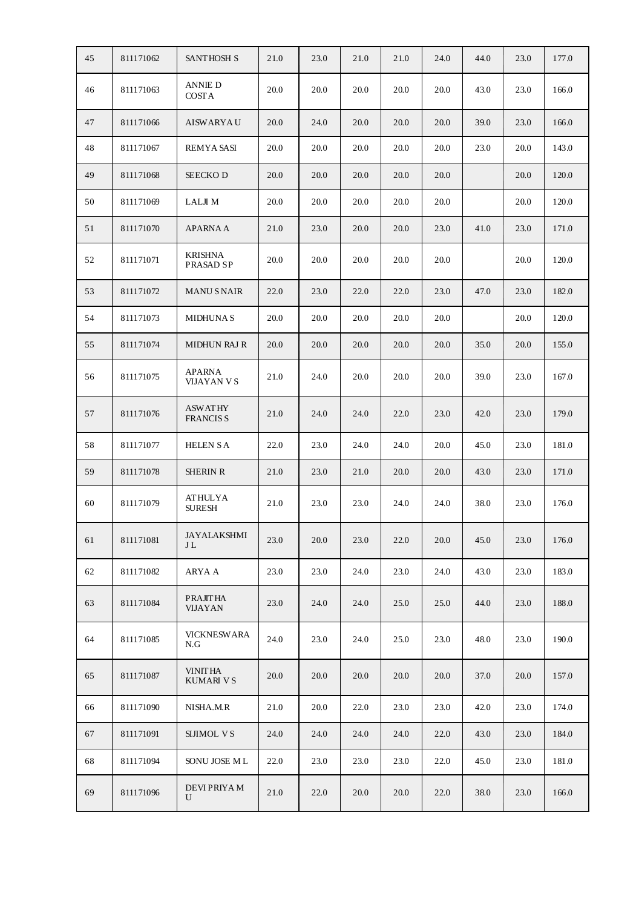| 45 | 811171062 | SANTHOSH S | 21.0 | 23.0 | 21.0 | 21.0 | 24.0 | 44.0 | 23.0 | 177.0 |
|---|---|---|---|---|---|---|---|---|---|---|
| 46 | 811171063 | ANNIE D COSTA | 20.0 | 20.0 | 20.0 | 20.0 | 20.0 | 43.0 | 23.0 | 166.0 |
| 47 | 811171066 | AISWARYA U | 20.0 | 24.0 | 20.0 | 20.0 | 20.0 | 39.0 | 23.0 | 166.0 |
| 48 | 811171067 | REMYA SASI | 20.0 | 20.0 | 20.0 | 20.0 | 20.0 | 23.0 | 20.0 | 143.0 |
| 49 | 811171068 | SEECKO D | 20.0 | 20.0 | 20.0 | 20.0 | 20.0 | | 20.0 | 120.0 |
| 50 | 811171069 | LALJI M | 20.0 | 20.0 | 20.0 | 20.0 | 20.0 | | 20.0 | 120.0 |
| 51 | 811171070 | APARNA A | 21.0 | 23.0 | 20.0 | 20.0 | 23.0 | 41.0 | 23.0 | 171.0 |
| 52 | 811171071 | KRISHNA PRASAD S P | 20.0 | 20.0 | 20.0 | 20.0 | 20.0 | | 20.0 | 120.0 |
| 53 | 811171072 | MANU S NAIR | 22.0 | 23.0 | 22.0 | 22.0 | 23.0 | 47.0 | 23.0 | 182.0 |
| 54 | 811171073 | MIDHUNA S | 20.0 | 20.0 | 20.0 | 20.0 | 20.0 | | 20.0 | 120.0 |
| 55 | 811171074 | MIDHUN RAJ R | 20.0 | 20.0 | 20.0 | 20.0 | 20.0 | 35.0 | 20.0 | 155.0 |
| 56 | 811171075 | APARNA VIJAYAN V S | 21.0 | 24.0 | 20.0 | 20.0 | 20.0 | 39.0 | 23.0 | 167.0 |
| 57 | 811171076 | ASWATHY FRANCIS S | 21.0 | 24.0 | 24.0 | 22.0 | 23.0 | 42.0 | 23.0 | 179.0 |
| 58 | 811171077 | HELEN S A | 22.0 | 23.0 | 24.0 | 24.0 | 20.0 | 45.0 | 23.0 | 181.0 |
| 59 | 811171078 | SHERIN R | 21.0 | 23.0 | 21.0 | 20.0 | 20.0 | 43.0 | 23.0 | 171.0 |
| 60 | 811171079 | ATHULYA SURESH | 21.0 | 23.0 | 23.0 | 24.0 | 24.0 | 38.0 | 23.0 | 176.0 |
| 61 | 811171081 | JAYALAKSHMI J L | 23.0 | 20.0 | 23.0 | 22.0 | 20.0 | 45.0 | 23.0 | 176.0 |
| 62 | 811171082 | ARYA A | 23.0 | 23.0 | 24.0 | 23.0 | 24.0 | 43.0 | 23.0 | 183.0 |
| 63 | 811171084 | PRAJITHA VIJAYAN | 23.0 | 24.0 | 24.0 | 25.0 | 25.0 | 44.0 | 23.0 | 188.0 |
| 64 | 811171085 | VICKNESWARA N.G | 24.0 | 23.0 | 24.0 | 25.0 | 23.0 | 48.0 | 23.0 | 190.0 |
| 65 | 811171087 | VINITHA KUMARI V S | 20.0 | 20.0 | 20.0 | 20.0 | 20.0 | 37.0 | 20.0 | 157.0 |
| 66 | 811171090 | NISHA.M.R | 21.0 | 20.0 | 22.0 | 23.0 | 23.0 | 42.0 | 23.0 | 174.0 |
| 67 | 811171091 | SIJIMOL V S | 24.0 | 24.0 | 24.0 | 24.0 | 22.0 | 43.0 | 23.0 | 184.0 |
| 68 | 811171094 | SONU JOSE M L | 22.0 | 23.0 | 23.0 | 23.0 | 22.0 | 45.0 | 23.0 | 181.0 |
| 69 | 811171096 | DEVI PRIYA M U | 21.0 | 22.0 | 20.0 | 20.0 | 22.0 | 38.0 | 23.0 | 166.0 |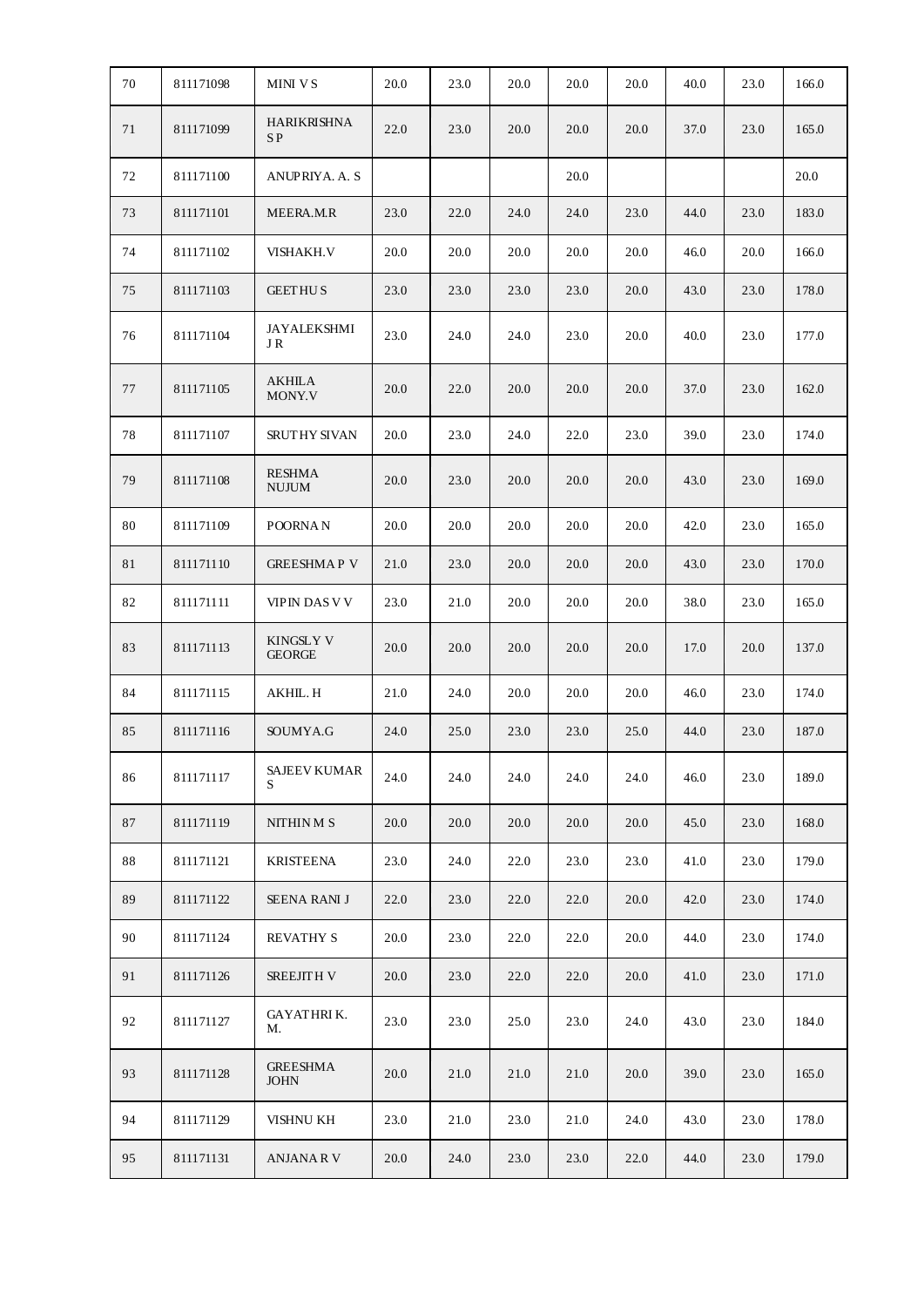| | | | | | | | | | | |
|---|---|---|---|---|---|---|---|---|---|---|
| 70 | 811171098 | MINI V S | 20.0 | 23.0 | 20.0 | 20.0 | 20.0 | 40.0 | 23.0 | 166.0 |
| 71 | 811171099 | HARIKRISHNA S P | 22.0 | 23.0 | 20.0 | 20.0 | 20.0 | 37.0 | 23.0 | 165.0 |
| 72 | 811171100 | ANUPRIYA. A. S | | | | 20.0 | | | | 20.0 |
| 73 | 811171101 | MEERA.M.R | 23.0 | 22.0 | 24.0 | 24.0 | 23.0 | 44.0 | 23.0 | 183.0 |
| 74 | 811171102 | VISHAKH.V | 20.0 | 20.0 | 20.0 | 20.0 | 20.0 | 46.0 | 20.0 | 166.0 |
| 75 | 811171103 | GEETHU S | 23.0 | 23.0 | 23.0 | 23.0 | 20.0 | 43.0 | 23.0 | 178.0 |
| 76 | 811171104 | JAYALEKSHMI J R | 23.0 | 24.0 | 24.0 | 23.0 | 20.0 | 40.0 | 23.0 | 177.0 |
| 77 | 811171105 | AKHILA MONY.V | 20.0 | 22.0 | 20.0 | 20.0 | 20.0 | 37.0 | 23.0 | 162.0 |
| 78 | 811171107 | SRUTHY SIVAN | 20.0 | 23.0 | 24.0 | 22.0 | 23.0 | 39.0 | 23.0 | 174.0 |
| 79 | 811171108 | RESHMA NUJUM | 20.0 | 23.0 | 20.0 | 20.0 | 20.0 | 43.0 | 23.0 | 169.0 |
| 80 | 811171109 | POORNA N | 20.0 | 20.0 | 20.0 | 20.0 | 20.0 | 42.0 | 23.0 | 165.0 |
| 81 | 811171110 | GREESHMA P V | 21.0 | 23.0 | 20.0 | 20.0 | 20.0 | 43.0 | 23.0 | 170.0 |
| 82 | 811171111 | VIPIN DAS V V | 23.0 | 21.0 | 20.0 | 20.0 | 20.0 | 38.0 | 23.0 | 165.0 |
| 83 | 811171113 | KINGSLY V GEORGE | 20.0 | 20.0 | 20.0 | 20.0 | 20.0 | 17.0 | 20.0 | 137.0 |
| 84 | 811171115 | AKHIL. H | 21.0 | 24.0 | 20.0 | 20.0 | 20.0 | 46.0 | 23.0 | 174.0 |
| 85 | 811171116 | SOUMYA.G | 24.0 | 25.0 | 23.0 | 23.0 | 25.0 | 44.0 | 23.0 | 187.0 |
| 86 | 811171117 | SAJEEV KUMAR S | 24.0 | 24.0 | 24.0 | 24.0 | 24.0 | 46.0 | 23.0 | 189.0 |
| 87 | 811171119 | NITHIN M S | 20.0 | 20.0 | 20.0 | 20.0 | 20.0 | 45.0 | 23.0 | 168.0 |
| 88 | 811171121 | KRISTEENA | 23.0 | 24.0 | 22.0 | 23.0 | 23.0 | 41.0 | 23.0 | 179.0 |
| 89 | 811171122 | SEENA RANI J | 22.0 | 23.0 | 22.0 | 22.0 | 20.0 | 42.0 | 23.0 | 174.0 |
| 90 | 811171124 | REVATHY S | 20.0 | 23.0 | 22.0 | 22.0 | 20.0 | 44.0 | 23.0 | 174.0 |
| 91 | 811171126 | SREEJITH V | 20.0 | 23.0 | 22.0 | 22.0 | 20.0 | 41.0 | 23.0 | 171.0 |
| 92 | 811171127 | GAYATHRI K. M. | 23.0 | 23.0 | 25.0 | 23.0 | 24.0 | 43.0 | 23.0 | 184.0 |
| 93 | 811171128 | GREESHMA JOHN | 20.0 | 21.0 | 21.0 | 21.0 | 20.0 | 39.0 | 23.0 | 165.0 |
| 94 | 811171129 | VISHNU KH | 23.0 | 21.0 | 23.0 | 21.0 | 24.0 | 43.0 | 23.0 | 178.0 |
| 95 | 811171131 | ANJANA R V | 20.0 | 24.0 | 23.0 | 23.0 | 22.0 | 44.0 | 23.0 | 179.0 |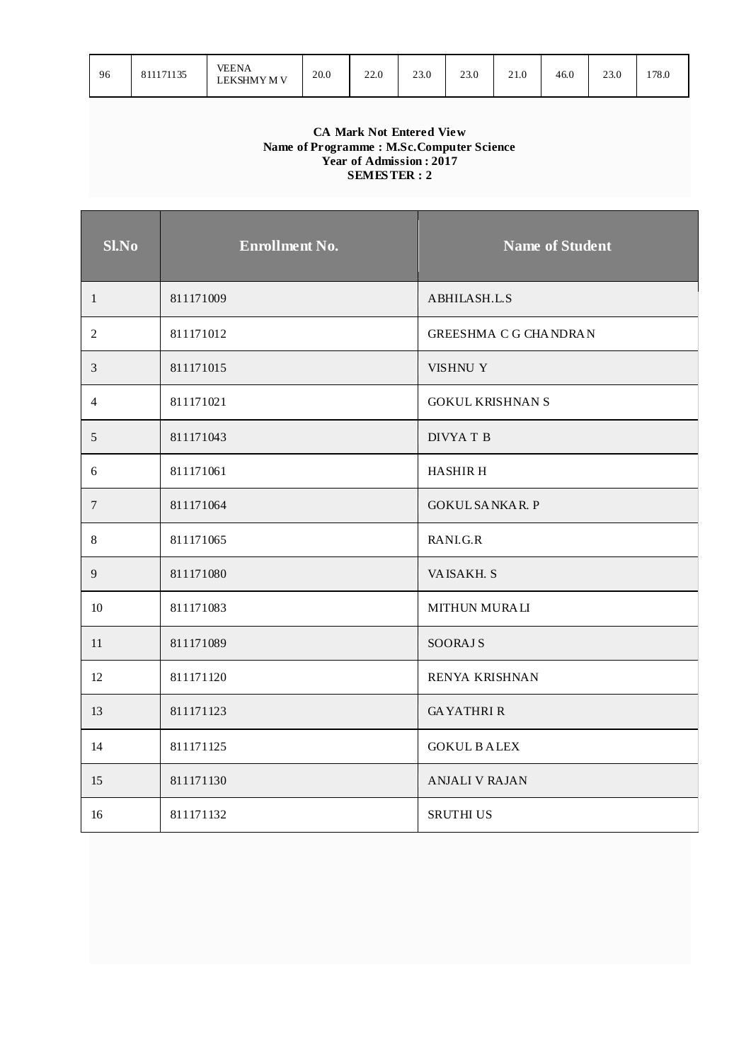| 96 | 811171135 | VEENA LEKSHMY M V | 20.0 | 22.0 | 23.0 | 23.0 | 21.0 | 46.0 | 23.0 | 178.0 |
|---|---|---|---|---|---|---|---|---|---|---|

**CA Mark Not Entered View**
**Name of Programme : M.Sc.Computer Science**
**Year of Admission : 2017**
**SEMESTER : 2**

| Sl.No | Enrollment No. | Name of Student |
|---|---|---|
| 1 | 811171009 | ABHILASH.L.S |
| 2 | 811171012 | GREESHMA C G CHANDRAN |
| 3 | 811171015 | VISHNU Y |
| 4 | 811171021 | GOKUL KRISHNAN S |
| 5 | 811171043 | DIVYA T B |
| 6 | 811171061 | HASHIR H |
| 7 | 811171064 | GOKUL SANKAR. P |
| 8 | 811171065 | RANI.G.R |
| 9 | 811171080 | VAISAKH. S |
| 10 | 811171083 | MITHUN MURALI |
| 11 | 811171089 | SOORAJ S |
| 12 | 811171120 | RENYA KRISHNAN |
| 13 | 811171123 | GAYATHRI R |
| 14 | 811171125 | GOKUL B ALEX |
| 15 | 811171130 | ANJALI V RAJAN |
| 16 | 811171132 | SRUTHI US |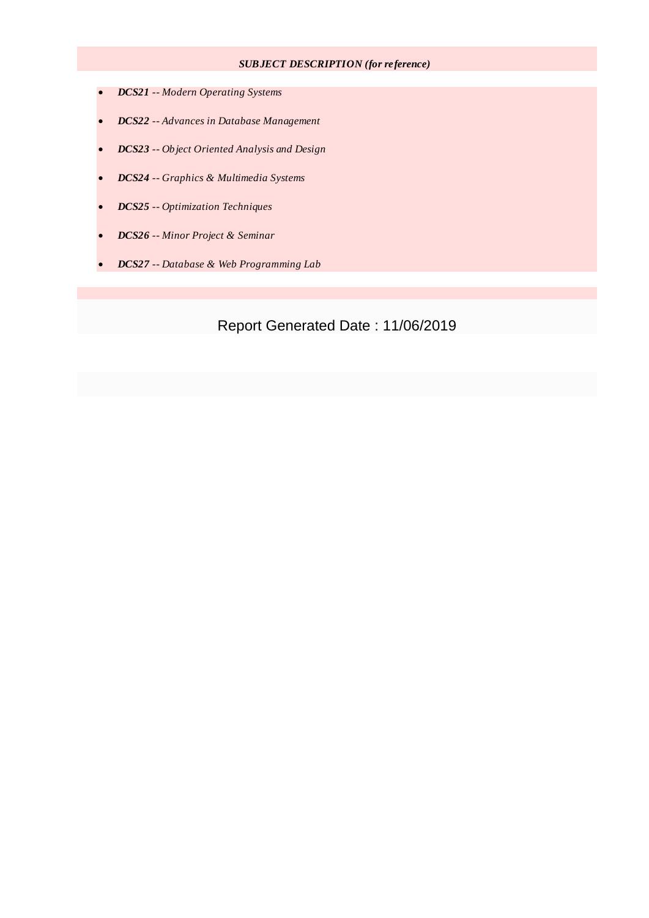***SUBJECT DESCRIPTION (for reference)***

- ***DCS21*** *-- Modern Operating Systems*
- ***DCS22*** *-- Advances in Database Management*
- ***DCS23*** *-- Object Oriented Analysis and Design*
- ***DCS24*** *-- Graphics & Multimedia Systems*
- ***DCS25*** *-- Optimization Techniques*
- ***DCS26*** *-- Minor Project & Seminar*
- ***DCS27*** *-- Database & Web Programming Lab*

Report Generated Date : 11/06/2019